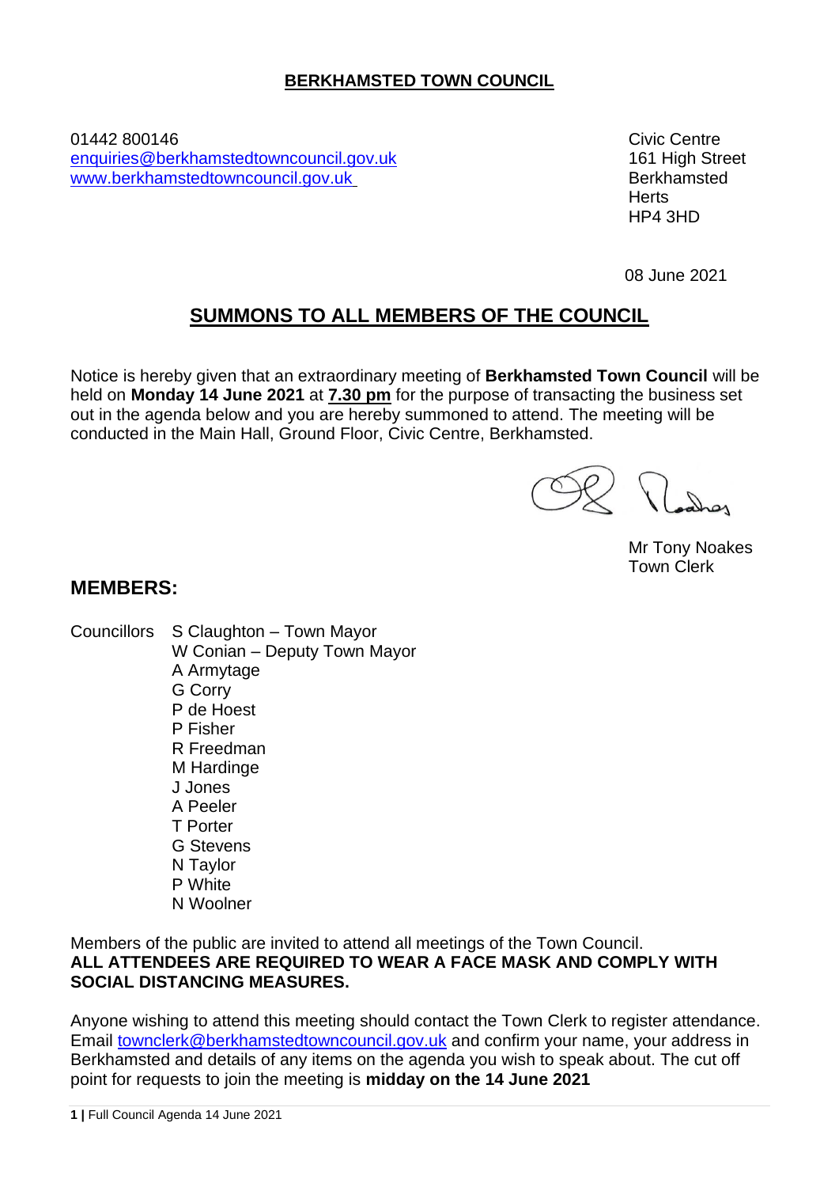**BERKHAMSTED TOWN COUNCIL**

01442 800146
enquiries@berkhamstedtowncouncil.gov.uk
www.berkhamstedtowncouncil.gov.uk

Civic Centre
161 High Street
Berkhamsted
Herts
HP4 3HD

08 June 2021

# SUMMONS TO ALL MEMBERS OF THE COUNCIL

Notice is hereby given that an extraordinary meeting of **Berkhamsted Town Council** will be held on **Monday 14 June 2021** at **7.30 pm** for the purpose of transacting the business set out in the agenda below and you are hereby summoned to attend. The meeting will be conducted in the Main Hall, Ground Floor, Civic Centre, Berkhamsted.

Mr Tony Noakes
Town Clerk

## MEMBERS:

Councillors
S Claughton – Town Mayor
W Conian – Deputy Town Mayor
A Armytage
G Corry
P de Hoest
P Fisher
R Freedman
M Hardinge
J Jones
A Peeler
T Porter
G Stevens
N Taylor
P White
N Woolner

Members of the public are invited to attend all meetings of the Town Council.
**ALL ATTENDEES ARE REQUIRED TO WEAR A FACE MASK AND COMPLY WITH SOCIAL DISTANCING MEASURES.**

Anyone wishing to attend this meeting should contact the Town Clerk to register attendance. Email townclerk@berkhamstedtowncouncil.gov.uk and confirm your name, your address in Berkhamsted and details of any items on the agenda you wish to speak about. The cut off point for requests to join the meeting is **midday on the 14 June 2021**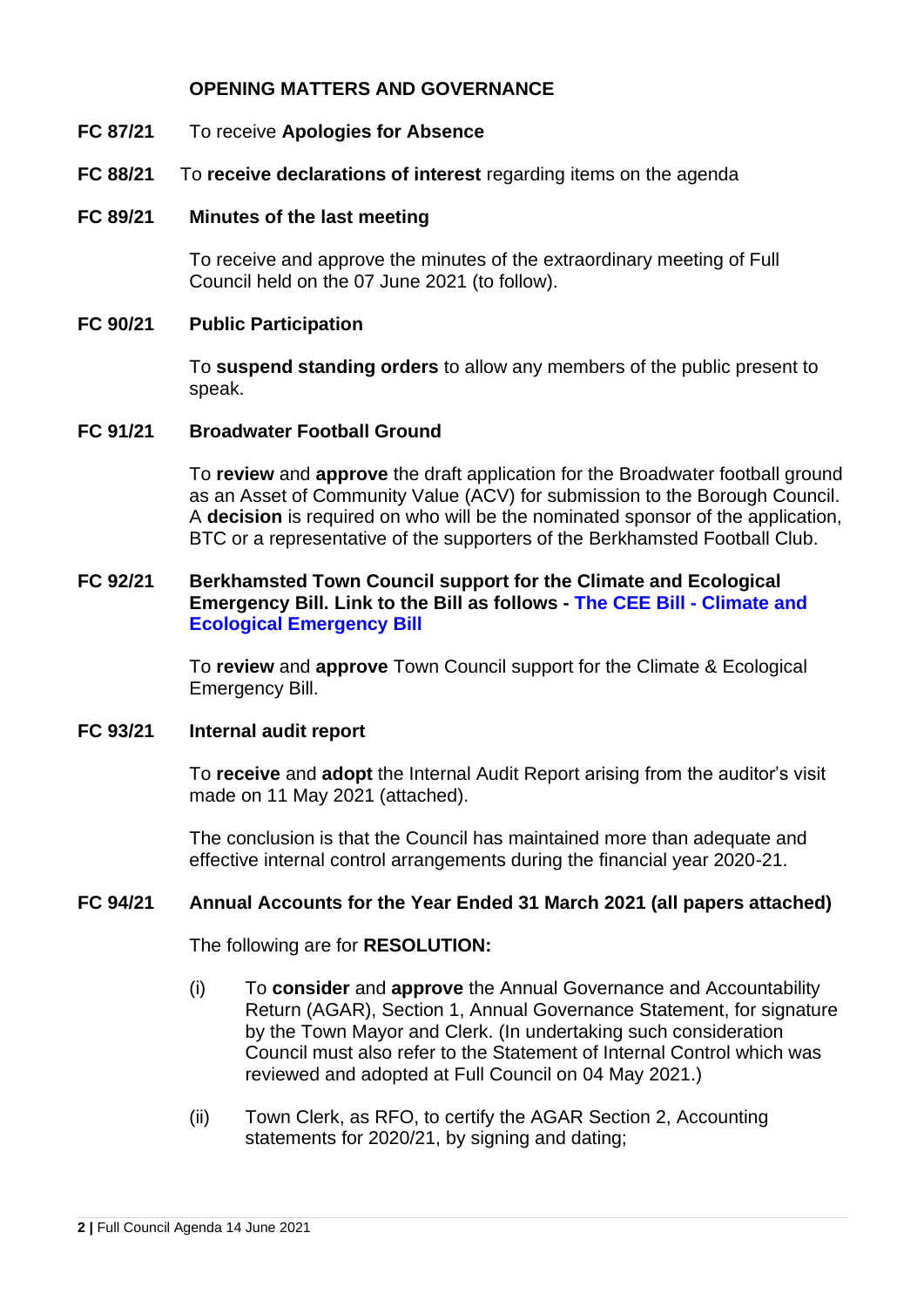## OPENING MATTERS AND GOVERNANCE

**FC 87/21** To receive **Apologies for Absence**

**FC 88/21** To **receive declarations of interest** regarding items on the agenda

**FC 89/21 Minutes of the last meeting**

To receive and approve the minutes of the extraordinary meeting of Full Council held on the 07 June 2021 (to follow).

**FC 90/21 Public Participation**

To **suspend standing orders** to allow any members of the public present to speak.

**FC 91/21 Broadwater Football Ground**

To **review** and **approve** the draft application for the Broadwater football ground as an Asset of Community Value (ACV) for submission to the Borough Council. A **decision** is required on who will be the nominated sponsor of the application, BTC or a representative of the supporters of the Berkhamsted Football Club.

**FC 92/21 Berkhamsted Town Council support for the Climate and Ecological Emergency Bill. Link to the Bill as follows - The CEE Bill - Climate and Ecological Emergency Bill**

To **review** and **approve** Town Council support for the Climate & Ecological Emergency Bill.

**FC 93/21 Internal audit report**

To **receive** and **adopt** the Internal Audit Report arising from the auditor's visit made on 11 May 2021 (attached).

The conclusion is that the Council has maintained more than adequate and effective internal control arrangements during the financial year 2020-21.

**FC 94/21 Annual Accounts for the Year Ended 31 March 2021 (all papers attached)**

The following are for **RESOLUTION:**

(i) To **consider** and **approve** the Annual Governance and Accountability Return (AGAR), Section 1, Annual Governance Statement, for signature by the Town Mayor and Clerk. (In undertaking such consideration Council must also refer to the Statement of Internal Control which was reviewed and adopted at Full Council on 04 May 2021.)

(ii) Town Clerk, as RFO, to certify the AGAR Section 2, Accounting statements for 2020/21, by signing and dating;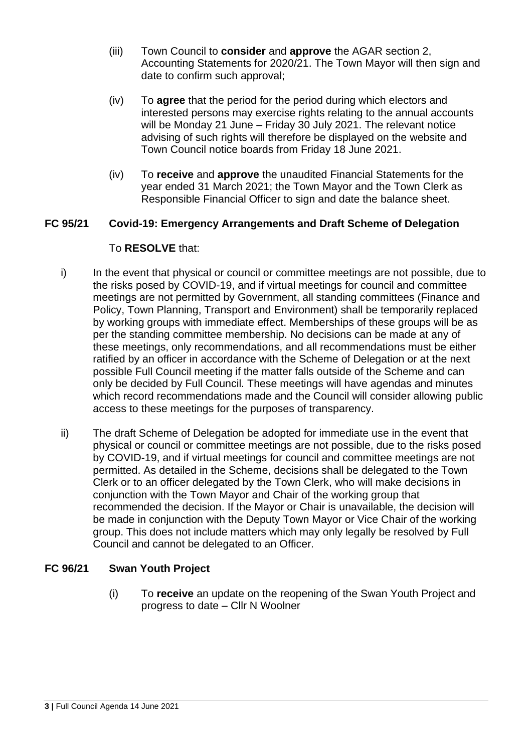(iii) Town Council to **consider** and **approve** the AGAR section 2, Accounting Statements for 2020/21. The Town Mayor will then sign and date to confirm such approval;

(iv) To **agree** that the period for the period during which electors and interested persons may exercise rights relating to the annual accounts will be Monday 21 June – Friday 30 July 2021. The relevant notice advising of such rights will therefore be displayed on the website and Town Council notice boards from Friday 18 June 2021.

(iv) To **receive** and **approve** the unaudited Financial Statements for the year ended 31 March 2021; the Town Mayor and the Town Clerk as Responsible Financial Officer to sign and date the balance sheet.

## FC 95/21 Covid-19: Emergency Arrangements and Draft Scheme of Delegation

To **RESOLVE** that:

i) In the event that physical or council or committee meetings are not possible, due to the risks posed by COVID-19, and if virtual meetings for council and committee meetings are not permitted by Government, all standing committees (Finance and Policy, Town Planning, Transport and Environment) shall be temporarily replaced by working groups with immediate effect. Memberships of these groups will be as per the standing committee membership. No decisions can be made at any of these meetings, only recommendations, and all recommendations must be either ratified by an officer in accordance with the Scheme of Delegation or at the next possible Full Council meeting if the matter falls outside of the Scheme and can only be decided by Full Council. These meetings will have agendas and minutes which record recommendations made and the Council will consider allowing public access to these meetings for the purposes of transparency.

ii) The draft Scheme of Delegation be adopted for immediate use in the event that physical or council or committee meetings are not possible, due to the risks posed by COVID-19, and if virtual meetings for council and committee meetings are not permitted. As detailed in the Scheme, decisions shall be delegated to the Town Clerk or to an officer delegated by the Town Clerk, who will make decisions in conjunction with the Town Mayor and Chair of the working group that recommended the decision. If the Mayor or Chair is unavailable, the decision will be made in conjunction with the Deputy Town Mayor or Vice Chair of the working group. This does not include matters which may only legally be resolved by Full Council and cannot be delegated to an Officer.

## FC 96/21 Swan Youth Project

(i) To **receive** an update on the reopening of the Swan Youth Project and progress to date – Cllr N Woolner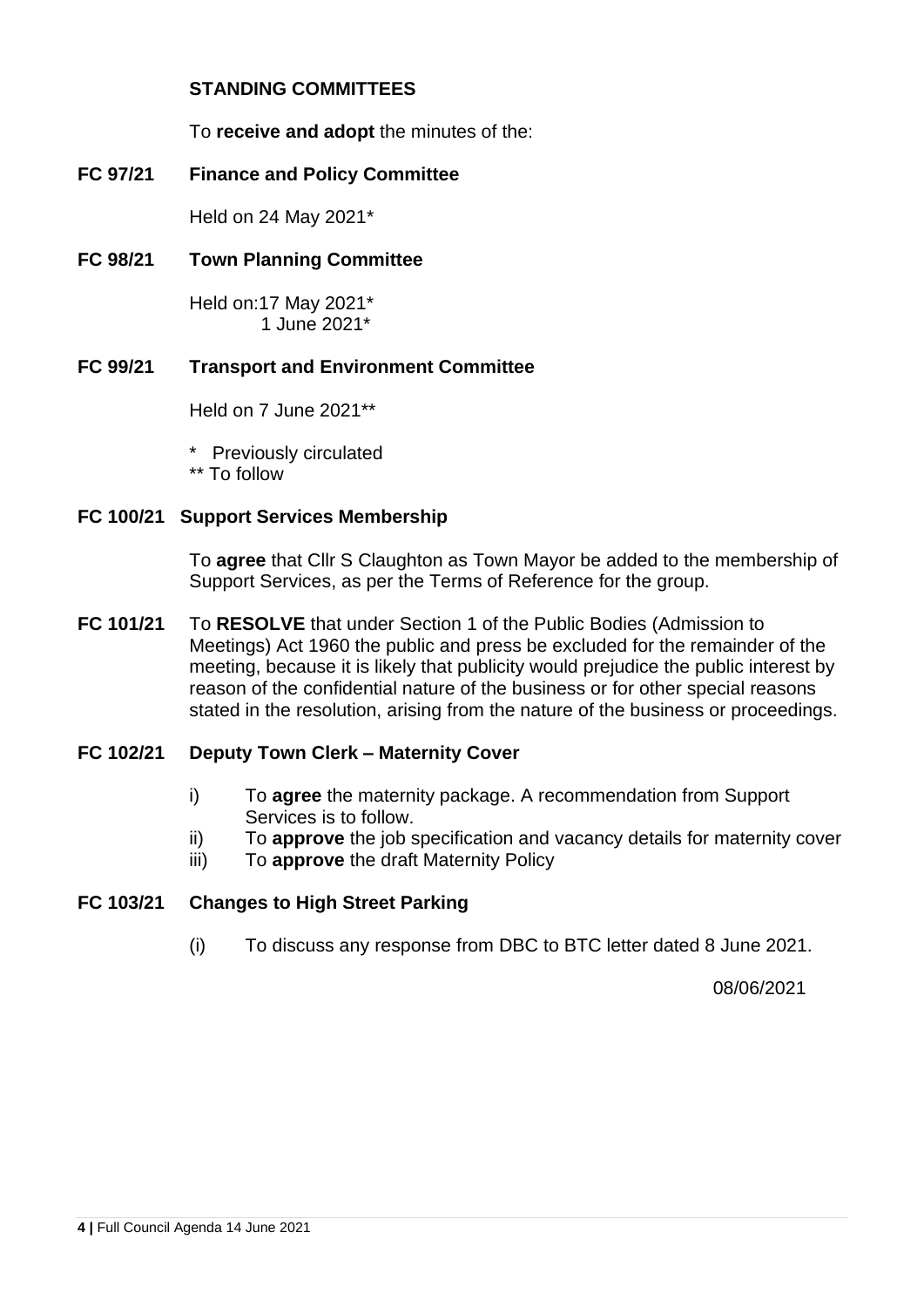## STANDING COMMITTEES

To **receive and adopt** the minutes of the:

### FC 97/21 Finance and Policy Committee

Held on 24 May 2021*

### FC 98/21 Town Planning Committee

Held on: 17 May 2021*
1 June 2021*

### FC 99/21 Transport and Environment Committee

Held on 7 June 2021**

\* Previously circulated
** To follow

### FC 100/21 Support Services Membership

To **agree** that Cllr S Claughton as Town Mayor be added to the membership of Support Services, as per the Terms of Reference for the group.

**FC 101/21** To **RESOLVE** that under Section 1 of the Public Bodies (Admission to Meetings) Act 1960 the public and press be excluded for the remainder of the meeting, because it is likely that publicity would prejudice the public interest by reason of the confidential nature of the business or for other special reasons stated in the resolution, arising from the nature of the business or proceedings.

### FC 102/21 Deputy Town Clerk – Maternity Cover

i) To **agree** the maternity package. A recommendation from Support Services is to follow.
ii) To **approve** the job specification and vacancy details for maternity cover
iii) To **approve** the draft Maternity Policy

### FC 103/21 Changes to High Street Parking

(i) To discuss any response from DBC to BTC letter dated 8 June 2021.

08/06/2021